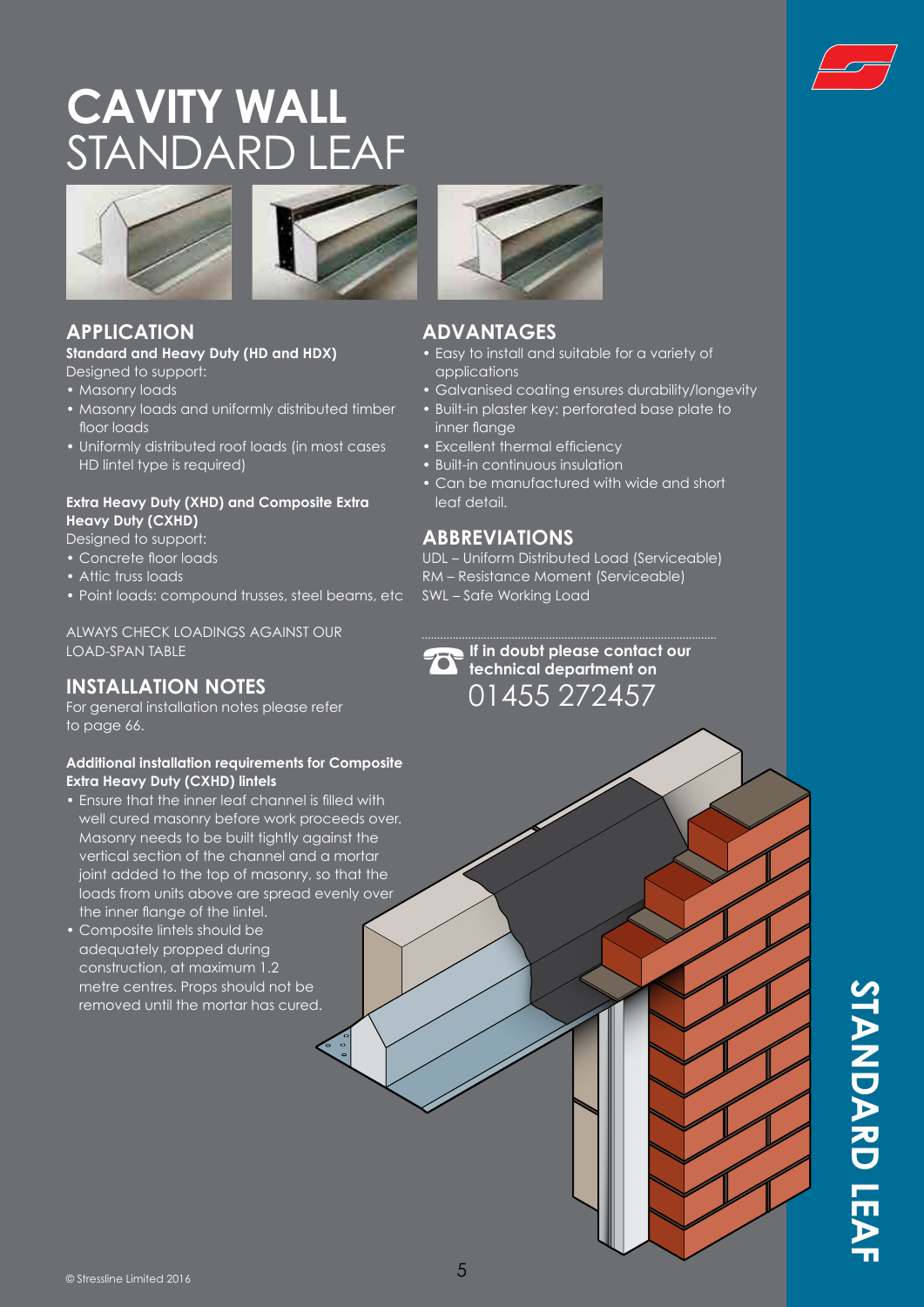# CAVITY WALL STANDARD LEAF

## APPLICATION

**Standard and Heavy Duty (HD and HDX)**

Designed to support:

- Masonry loads
- Masonry loads and uniformly distributed timber floor loads
- Uniformly distributed roof loads (in most cases HD lintel type is required)

**Extra Heavy Duty (XHD) and Composite Extra Heavy Duty (CXHD)**

Designed to support:

- Concrete floor loads
- Attic truss loads
- Point loads: compound trusses, steel beams, etc

ALWAYS CHECK LOADINGS AGAINST OUR LOAD-SPAN TABLE

## INSTALLATION NOTES

For general installation notes please refer to page 66.

**Additional installation requirements for Composite Extra Heavy Duty (CXHD) lintels**

- Ensure that the inner leaf channel is filled with well cured masonry before work proceeds over. Masonry needs to be built tightly against the vertical section of the channel and a mortar joint added to the top of masonry, so that the loads from units above are spread evenly over the inner flange of the lintel.
- Composite lintels should be adequately propped during construction, at maximum 1.2 metre centres. Props should not be removed until the mortar has cured.

## ADVANTAGES

- Easy to install and suitable for a variety of applications
- Galvanised coating ensures durability/longevity
- Built-in plaster key: perforated base plate to inner flange
- Excellent thermal efficiency
- Built-in continuous insulation
- Can be manufactured with wide and short leaf detail.

## ABBREVIATIONS

UDL – Uniform Distributed Load (Serviceable)
RM – Resistance Moment (Serviceable)
SWL – Safe Working Load

**If in doubt please contact our technical department on**
01455 272457

© Stressline Limited 2016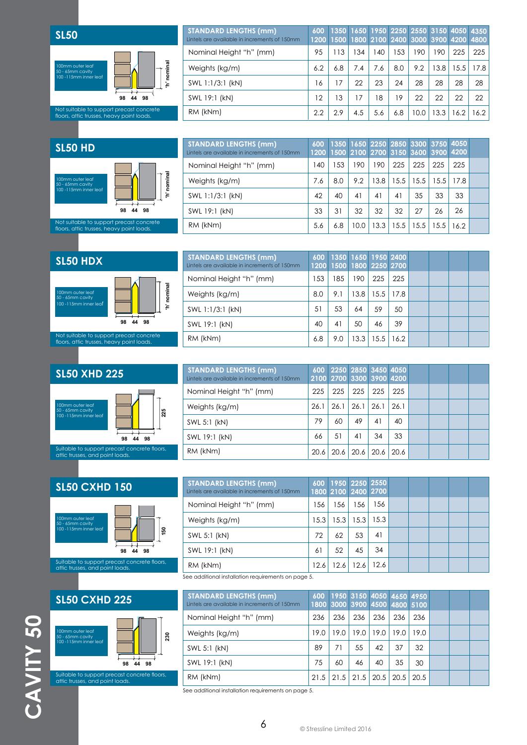## SL50

100mm outer leaf
50 - 65mm cavity
100 -115mm inner leaf

'h' nominal

98 44 98

Not suitable to support precast concrete floors, attic trusses, heavy point loads.

| STANDARD LENGTHS (mm) Lintels are available in increments of 150mm | 600 1200 | 1350 1500 | 1650 1800 | 1950 2100 | 2250 2400 | 2550 3000 | 3150 3900 | 4050 4200 | 4350 4800 |
|---|---|---|---|---|---|---|---|---|---|
| Nominal Height "h" (mm) | 95 | 113 | 134 | 140 | 153 | 190 | 190 | 225 | 225 |
| Weights (kg/m) | 6.2 | 6.8 | 7.4 | 7.6 | 8.0 | 9.2 | 13.8 | 15.5 | 17.8 |
| SWL 1:1/3:1 (kN) | 16 | 17 | 22 | 23 | 24 | 28 | 28 | 28 | 28 |
| SWL 19:1 (kN) | 12 | 13 | 17 | 18 | 19 | 22 | 22 | 22 | 22 |
| RM (kNm) | 2.2 | 2.9 | 4.5 | 5.6 | 6.8 | 10.0 | 13.3 | 16.2 | 16.2 |

## SL50 HD

100mm outer leaf
50 - 65mm cavity
100 -115mm inner leaf

'h' nominal

98 44 98

Not suitable to support precast concrete floors, attic trusses, heavy point loads.

| STANDARD LENGTHS (mm) Lintels are available in increments of 150mm | 600 1200 | 1350 1500 | 1650 2100 | 2250 2700 | 2850 3150 | 3300 3600 | 3750 3900 | 4050 4200 | |
|---|---|---|---|---|---|---|---|---|---|
| Nominal Height "h" (mm) | 140 | 153 | 190 | 190 | 225 | 225 | 225 | 225 | |
| Weights (kg/m) | 7.6 | 8.0 | 9.2 | 13.8 | 15.5 | 15.5 | 15.5 | 17.8 | |
| SWL 1:1/3:1 (kN) | 42 | 40 | 41 | 41 | 41 | 35 | 33 | 33 | |
| SWL 19:1 (kN) | 33 | 31 | 32 | 32 | 32 | 27 | 26 | 26 | |
| RM (kNm) | 5.6 | 6.8 | 10.0 | 13.3 | 15.5 | 15.5 | 15.5 | 16.2 | |

## SL50 HDX

100mm outer leaf
50 - 65mm cavity
100 -115mm inner leaf

'h' nominal

98 44 98

Not suitable to support precast concrete floors, attic trusses, heavy point loads.

| STANDARD LENGTHS (mm) Lintels are available in increments of 150mm | 600 1200 | 1350 1500 | 1650 1800 | 1950 2250 | 2400 2700 | | | | |
|---|---|---|---|---|---|---|---|---|---|
| Nominal Height "h" (mm) | 153 | 185 | 190 | 225 | 225 | | | | |
| Weights (kg/m) | 8.0 | 9.1 | 13.8 | 15.5 | 17.8 | | | | |
| SWL 1:1/3:1 (kN) | 51 | 53 | 64 | 59 | 50 | | | | |
| SWL 19:1 (kN) | 40 | 41 | 50 | 46 | 39 | | | | |
| RM (kNm) | 6.8 | 9.0 | 13.3 | 15.5 | 16.2 | | | | |

## SL50 XHD 225

100mm outer leaf
50 - 65mm cavity
100 -115mm inner leaf

225

98 44 98

Suitable to support precast concrete floors, attic trusses, and point loads.

| STANDARD LENGTHS (mm) Lintels are available in increments of 150mm | 600 2100 | 2250 2700 | 2850 3300 | 3450 3900 | 4050 4200 | | | | |
|---|---|---|---|---|---|---|---|---|---|
| Nominal Height "h" (mm) | 225 | 225 | 225 | 225 | 225 | | | | |
| Weights (kg/m) | 26.1 | 26.1 | 26.1 | 26.1 | 26.1 | | | | |
| SWL 5:1 (kN) | 79 | 60 | 49 | 41 | 40 | | | | |
| SWL 19:1 (kN) | 66 | 51 | 41 | 34 | 33 | | | | |
| RM (kNm) | 20.6 | 20.6 | 20.6 | 20.6 | 20.6 | | | | |

## SL50 CXHD 150

100mm outer leaf
50 - 65mm cavity
100 -115mm inner leaf

150

98 44 98

Suitable to support precast concrete floors, attic trusses, and point loads.

| STANDARD LENGTHS (mm) Lintels are available in increments of 150mm | 600 1800 | 1950 2100 | 2250 2400 | 2550 2700 | | | | | |
|---|---|---|---|---|---|---|---|---|---|
| Nominal Height "h" (mm) | 156 | 156 | 156 | 156 | | | | | |
| Weights (kg/m) | 15.3 | 15.3 | 15.3 | 15.3 | | | | | |
| SWL 5:1 (kN) | 72 | 62 | 53 | 41 | | | | | |
| SWL 19:1 (kN) | 61 | 52 | 45 | 34 | | | | | |
| RM (kNm) | 12.6 | 12.6 | 12.6 | 12.6 | | | | | |

See additional installation requirements on page 5.

## SL50 CXHD 225

100mm outer leaf
50 - 65mm cavity
100 -115mm inner leaf

230

98 44 98

Suitable to support precast concrete floors, attic trusses, and point loads.

| STANDARD LENGTHS (mm) Lintels are available in increments of 150mm | 600 1800 | 1950 3000 | 3150 3900 | 4050 4500 | 4650 4800 | 4950 5100 | | | |
|---|---|---|---|---|---|---|---|---|---|
| Nominal Height "h" (mm) | 236 | 236 | 236 | 236 | 236 | 236 | | | |
| Weights (kg/m) | 19.0 | 19.0 | 19.0 | 19.0 | 19.0 | 19.0 | | | |
| SWL 5:1 (kN) | 89 | 71 | 55 | 42 | 37 | 32 | | | |
| SWL 19:1 (kN) | 75 | 60 | 46 | 40 | 35 | 30 | | | |
| RM (kNm) | 21.5 | 21.5 | 21.5 | 20.5 | 20.5 | 20.5 | | | |

See additional installation requirements on page 5.

CAVITY 50

© Stressline Limited 2016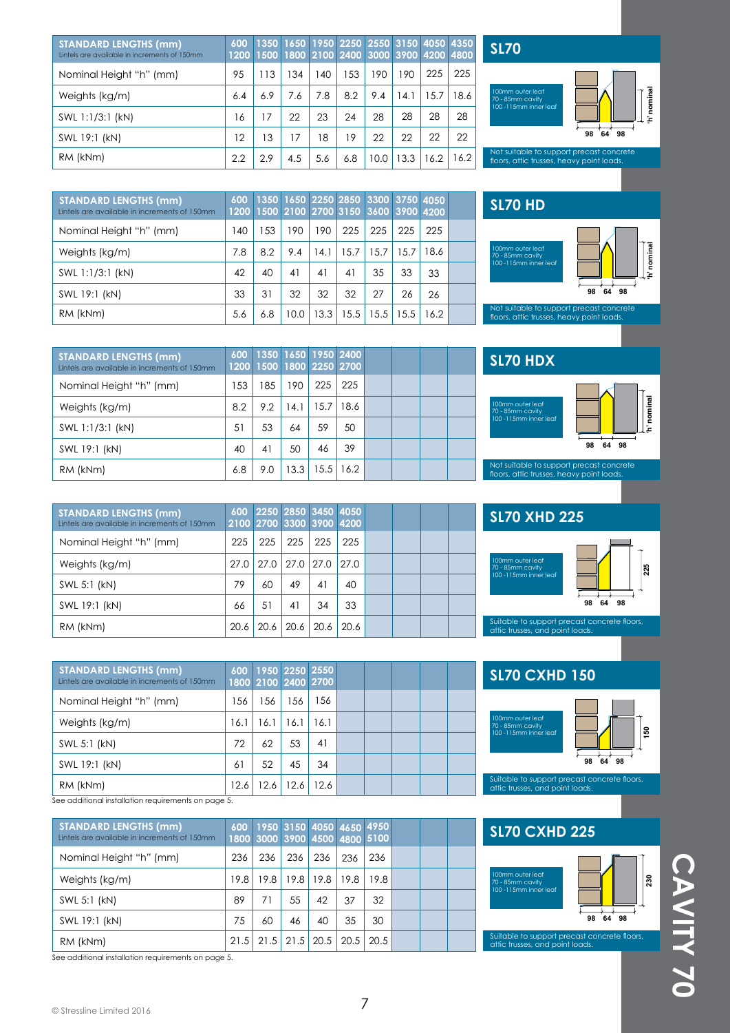## SL70

| STANDARD LENGTHS (mm) Lintels are available in increments of 150mm | 600 1200 | 1350 1500 | 1650 1800 | 1950 2100 | 2250 2400 | 2550 3000 | 3150 3900 | 4050 4200 | 4350 4800 |
|---|---|---|---|---|---|---|---|---|---|
| Nominal Height "h" (mm) | 95 | 113 | 134 | 140 | 153 | 190 | 190 | 225 | 225 |
| Weights (kg/m) | 6.4 | 6.9 | 7.6 | 7.8 | 8.2 | 9.4 | 14.1 | 15.7 | 18.6 |
| SWL 1:1/3:1 (kN) | 16 | 17 | 22 | 23 | 24 | 28 | 28 | 28 | 28 |
| SWL 19:1 (kN) | 12 | 13 | 17 | 18 | 19 | 22 | 22 | 22 | 22 |
| RM (kNm) | 2.2 | 2.9 | 4.5 | 5.6 | 6.8 | 10.0 | 13.3 | 16.2 | 16.2 |

100mm outer leaf
70 - 85mm cavity
100 -115mm inner leaf

98 64 98 'h' nominal

Not suitable to support precast concrete floors, attic trusses, heavy point loads.

## SL70 HD

| STANDARD LENGTHS (mm) Lintels are available in increments of 150mm | 600 1200 | 1350 1500 | 1650 2100 | 2250 2700 | 2850 3150 | 3300 3600 | 3750 3900 | 4050 4200 |
|---|---|---|---|---|---|---|---|---|
| Nominal Height "h" (mm) | 140 | 153 | 190 | 190 | 225 | 225 | 225 | 225 |
| Weights (kg/m) | 7.8 | 8.2 | 9.4 | 14.1 | 15.7 | 15.7 | 15.7 | 18.6 |
| SWL 1:1/3:1 (kN) | 42 | 40 | 41 | 41 | 41 | 35 | 33 | 33 |
| SWL 19:1 (kN) | 33 | 31 | 32 | 32 | 32 | 27 | 26 | 26 |
| RM (kNm) | 5.6 | 6.8 | 10.0 | 13.3 | 15.5 | 15.5 | 15.5 | 16.2 |

100mm outer leaf
70 - 85mm cavity
100 -115mm inner leaf

98 64 98 'h' nominal

Not suitable to support precast concrete floors, attic trusses, heavy point loads.

## SL70 HDX

| STANDARD LENGTHS (mm) Lintels are available in increments of 150mm | 600 1200 | 1350 1500 | 1650 1800 | 1950 2250 | 2400 2700 |
|---|---|---|---|---|---|
| Nominal Height "h" (mm) | 153 | 185 | 190 | 225 | 225 |
| Weights (kg/m) | 8.2 | 9.2 | 14.1 | 15.7 | 18.6 |
| SWL 1:1/3:1 (kN) | 51 | 53 | 64 | 59 | 50 |
| SWL 19:1 (kN) | 40 | 41 | 50 | 46 | 39 |
| RM (kNm) | 6.8 | 9.0 | 13.3 | 15.5 | 16.2 |

100mm outer leaf
70 - 85mm cavity
100 -115mm inner leaf

98 64 98 'h' nominal

Not suitable to support precast concrete floors, attic trusses, heavy point loads.

## SL70 XHD 225

| STANDARD LENGTHS (mm) Lintels are available in increments of 150mm | 600 2100 | 2250 2700 | 2850 3300 | 3450 3900 | 4050 4200 |
|---|---|---|---|---|---|
| Nominal Height "h" (mm) | 225 | 225 | 225 | 225 | 225 |
| Weights (kg/m) | 27.0 | 27.0 | 27.0 | 27.0 | 27.0 |
| SWL 5:1 (kN) | 79 | 60 | 49 | 41 | 40 |
| SWL 19:1 (kN) | 66 | 51 | 41 | 34 | 33 |
| RM (kNm) | 20.6 | 20.6 | 20.6 | 20.6 | 20.6 |

100mm outer leaf
70 - 85mm cavity
100 -115mm inner leaf

98 64 98 225

Suitable to support precast concrete floors, attic trusses, and point loads.

## SL70 CXHD 150

| STANDARD LENGTHS (mm) Lintels are available in increments of 150mm | 600 1800 | 1950 2100 | 2250 2400 | 2550 2700 |
|---|---|---|---|---|
| Nominal Height "h" (mm) | 156 | 156 | 156 | 156 |
| Weights (kg/m) | 16.1 | 16.1 | 16.1 | 16.1 |
| SWL 5:1 (kN) | 72 | 62 | 53 | 41 |
| SWL 19:1 (kN) | 61 | 52 | 45 | 34 |
| RM (kNm) | 12.6 | 12.6 | 12.6 | 12.6 |

See additional installation requirements on page 5.

100mm outer leaf
70 - 85mm cavity
100 -115mm inner leaf

98 64 98 150

Suitable to support precast concrete floors, attic trusses, and point loads.

## SL70 CXHD 225

| STANDARD LENGTHS (mm) Lintels are available in increments of 150mm | 600 1800 | 1950 3000 | 3150 3900 | 4050 4500 | 4650 4800 | 4950 5100 |
|---|---|---|---|---|---|---|
| Nominal Height "h" (mm) | 236 | 236 | 236 | 236 | 236 | 236 |
| Weights (kg/m) | 19.8 | 19.8 | 19.8 | 19.8 | 19.8 | 19.8 |
| SWL 5:1 (kN) | 89 | 71 | 55 | 42 | 37 | 32 |
| SWL 19:1 (kN) | 75 | 60 | 46 | 40 | 35 | 30 |
| RM (kNm) | 21.5 | 21.5 | 21.5 | 20.5 | 20.5 | 20.5 |

See additional installation requirements on page 5.

100mm outer leaf
70 - 85mm cavity
100 -115mm inner leaf

98 64 98 230

Suitable to support precast concrete floors, attic trusses, and point loads.

CAVITY 70

© Stressline Limited 2016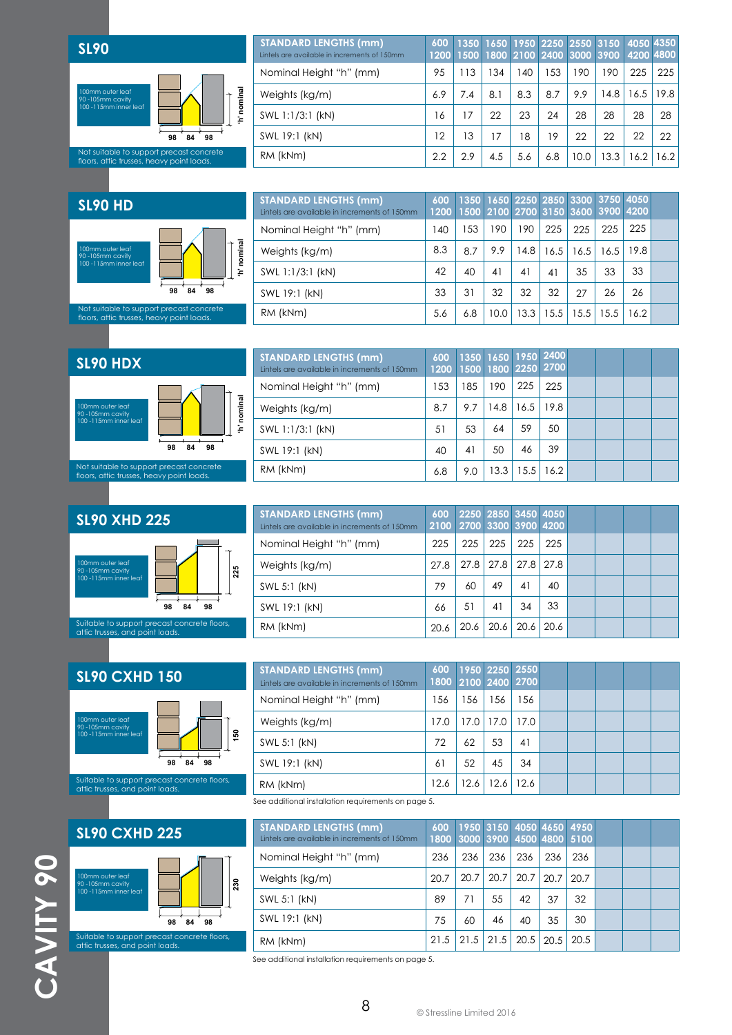## SL90

100mm outer leaf
90 -105mm cavity
100 -115mm inner leaf

98 84 98 'h' nominal

Not suitable to support precast concrete floors, attic trusses, heavy point loads.

| STANDARD LENGTHS (mm) Lintels are available in increments of 150mm | 600 1200 | 1350 1500 | 1650 1800 | 1950 2100 | 2250 2400 | 2550 3000 | 3150 3900 | 4050 4200 | 4350 4800 |
|---|---|---|---|---|---|---|---|---|---|
| Nominal Height "h" (mm) | 95 | 113 | 134 | 140 | 153 | 190 | 190 | 225 | 225 |
| Weights (kg/m) | 6.9 | 7.4 | 8.1 | 8.3 | 8.7 | 9.9 | 14.8 | 16.5 | 19.8 |
| SWL 1:1/3:1 (kN) | 16 | 17 | 22 | 23 | 24 | 28 | 28 | 28 | 28 |
| SWL 19:1 (kN) | 12 | 13 | 17 | 18 | 19 | 22 | 22 | 22 | 22 |
| RM (kNm) | 2.2 | 2.9 | 4.5 | 5.6 | 6.8 | 10.0 | 13.3 | 16.2 | 16.2 |

## SL90 HD

100mm outer leaf
90 -105mm cavity
100 -115mm inner leaf

98 84 98 'h' nominal

Not suitable to support precast concrete floors, attic trusses, heavy point loads.

| STANDARD LENGTHS (mm) Lintels are available in increments of 150mm | 600 1200 | 1350 1500 | 1650 2100 | 2250 2700 | 2850 3150 | 3300 3600 | 3750 3900 | 4050 4200 | |
|---|---|---|---|---|---|---|---|---|---|
| Nominal Height "h" (mm) | 140 | 153 | 190 | 190 | 225 | 225 | 225 | 225 | |
| Weights (kg/m) | 8.3 | 8.7 | 9.9 | 14.8 | 16.5 | 16.5 | 16.5 | 19.8 | |
| SWL 1:1/3:1 (kN) | 42 | 40 | 41 | 41 | 41 | 35 | 33 | 33 | |
| SWL 19:1 (kN) | 33 | 31 | 32 | 32 | 32 | 27 | 26 | 26 | |
| RM (kNm) | 5.6 | 6.8 | 10.0 | 13.3 | 15.5 | 15.5 | 15.5 | 16.2 | |

## SL90 HDX

100mm outer leaf
90 -105mm cavity
100 -115mm inner leaf

98 84 98 'h' nominal

Not suitable to support precast concrete floors, attic trusses, heavy point loads.

| STANDARD LENGTHS (mm) Lintels are available in increments of 150mm | 600 1200 | 1350 1500 | 1650 1800 | 1950 2250 | 2400 2700 | | | | |
|---|---|---|---|---|---|---|---|---|---|
| Nominal Height "h" (mm) | 153 | 185 | 190 | 225 | 225 | | | | |
| Weights (kg/m) | 8.7 | 9.7 | 14.8 | 16.5 | 19.8 | | | | |
| SWL 1:1/3:1 (kN) | 51 | 53 | 64 | 59 | 50 | | | | |
| SWL 19:1 (kN) | 40 | 41 | 50 | 46 | 39 | | | | |
| RM (kNm) | 6.8 | 9.0 | 13.3 | 15.5 | 16.2 | | | | |

## SL90 XHD 225

100mm outer leaf
90 -105mm cavity
100 -115mm inner leaf

98 84 98 225

Suitable to support precast concrete floors, attic trusses, and point loads.

| STANDARD LENGTHS (mm) Lintels are available in increments of 150mm | 600 2100 | 2250 2700 | 2850 3300 | 3450 3900 | 4050 4200 | | | | |
|---|---|---|---|---|---|---|---|---|---|
| Nominal Height "h" (mm) | 225 | 225 | 225 | 225 | 225 | | | | |
| Weights (kg/m) | 27.8 | 27.8 | 27.8 | 27.8 | 27.8 | | | | |
| SWL 5:1 (kN) | 79 | 60 | 49 | 41 | 40 | | | | |
| SWL 19:1 (kN) | 66 | 51 | 41 | 34 | 33 | | | | |
| RM (kNm) | 20.6 | 20.6 | 20.6 | 20.6 | 20.6 | | | | |

## SL90 CXHD 150

100mm outer leaf
90 -105mm cavity
100 -115mm inner leaf

98 84 98 150

Suitable to support precast concrete floors, attic trusses, and point loads.

| STANDARD LENGTHS (mm) Lintels are available in increments of 150mm | 600 1800 | 1950 2100 | 2250 2400 | 2550 2700 | | | | | |
|---|---|---|---|---|---|---|---|---|---|
| Nominal Height "h" (mm) | 156 | 156 | 156 | 156 | | | | | |
| Weights (kg/m) | 17.0 | 17.0 | 17.0 | 17.0 | | | | | |
| SWL 5:1 (kN) | 72 | 62 | 53 | 41 | | | | | |
| SWL 19:1 (kN) | 61 | 52 | 45 | 34 | | | | | |
| RM (kNm) | 12.6 | 12.6 | 12.6 | 12.6 | | | | | |

See additional installation requirements on page 5.

## SL90 CXHD 225

100mm outer leaf
90 -105mm cavity
100 -115mm inner leaf

98 84 98 230

Suitable to support precast concrete floors, attic trusses, and point loads.

| STANDARD LENGTHS (mm) Lintels are available in increments of 150mm | 600 1800 | 1950 3000 | 3150 3900 | 4050 4500 | 4650 4800 | 4950 5100 | | | |
|---|---|---|---|---|---|---|---|---|---|
| Nominal Height "h" (mm) | 236 | 236 | 236 | 236 | 236 | 236 | | | |
| Weights (kg/m) | 20.7 | 20.7 | 20.7 | 20.7 | 20.7 | 20.7 | | | |
| SWL 5:1 (kN) | 89 | 71 | 55 | 42 | 37 | 32 | | | |
| SWL 19:1 (kN) | 75 | 60 | 46 | 40 | 35 | 30 | | | |
| RM (kNm) | 21.5 | 21.5 | 21.5 | 20.5 | 20.5 | 20.5 | | | |

See additional installation requirements on page 5.

CAVITY 90

© Stressline Limited 2016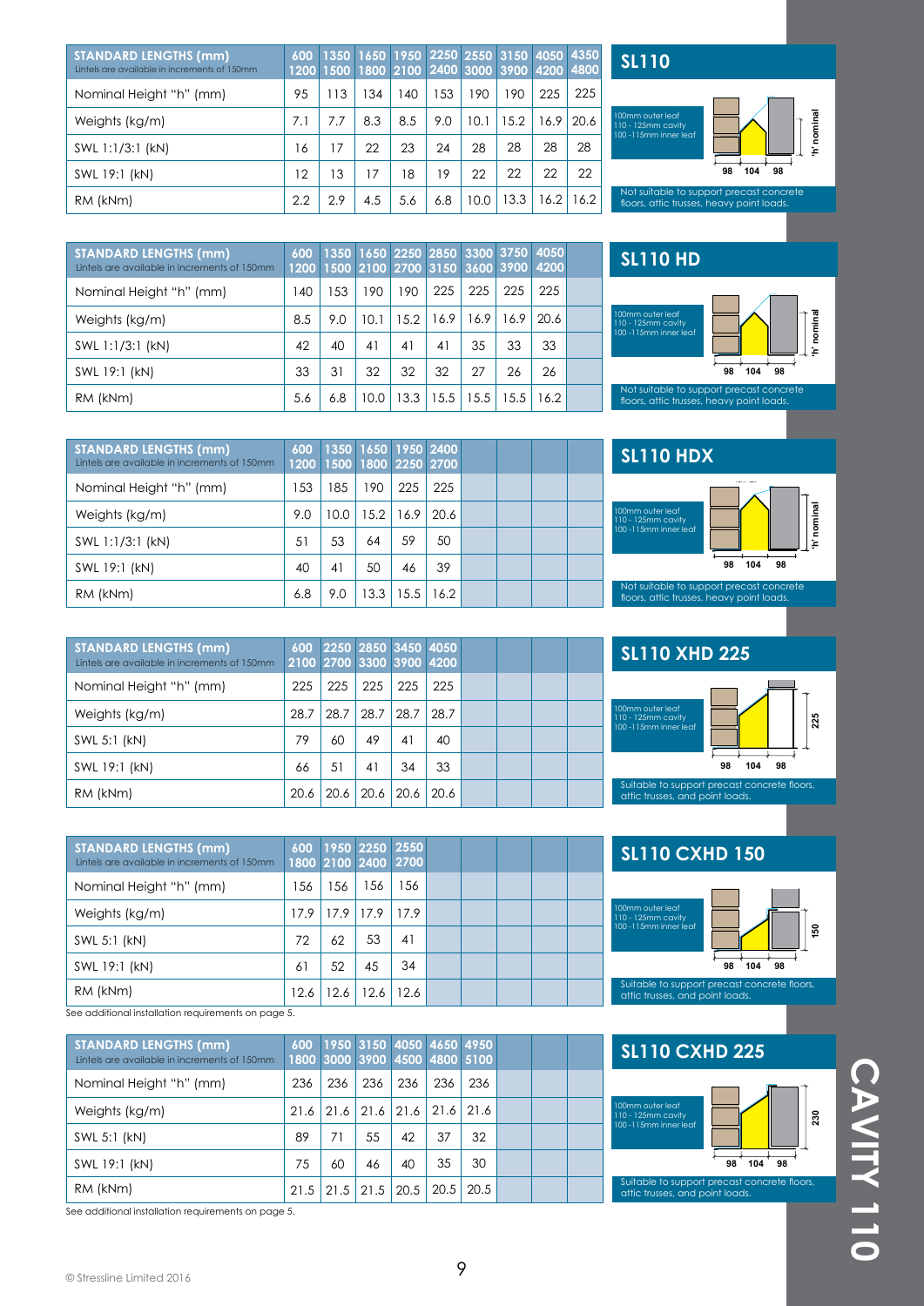## SL110

| STANDARD LENGTHS (mm) Lintels are available in increments of 150mm | 600 1200 | 1350 1500 | 1650 1800 | 1950 2100 | 2250 2400 | 2550 3000 | 3150 3900 | 4050 4200 | 4350 4800 |
|---|---|---|---|---|---|---|---|---|---|
| Nominal Height "h" (mm) | 95 | 113 | 134 | 140 | 153 | 190 | 190 | 225 | 225 |
| Weights (kg/m) | 7.1 | 7.7 | 8.3 | 8.5 | 9.0 | 10.1 | 15.2 | 16.9 | 20.6 |
| SWL 1:1/3:1 (kN) | 16 | 17 | 22 | 23 | 24 | 28 | 28 | 28 | 28 |
| SWL 19:1 (kN) | 12 | 13 | 17 | 18 | 19 | 22 | 22 | 22 | 22 |
| RM (kNm) | 2.2 | 2.9 | 4.5 | 5.6 | 6.8 | 10.0 | 13.3 | 16.2 | 16.2 |

100mm outer leaf
110 - 125mm cavity
100 -115mm inner leaf

98 104 98 'h' nominal

Not suitable to support precast concrete floors, attic trusses, heavy point loads.

## SL110 HD

| STANDARD LENGTHS (mm) Lintels are available in increments of 150mm | 600 1200 | 1350 1500 | 1650 2100 | 2250 2700 | 2850 3150 | 3300 3600 | 3750 3900 | 4050 4200 |
|---|---|---|---|---|---|---|---|---|
| Nominal Height "h" (mm) | 140 | 153 | 190 | 190 | 225 | 225 | 225 | 225 |
| Weights (kg/m) | 8.5 | 9.0 | 10.1 | 15.2 | 16.9 | 16.9 | 16.9 | 20.6 |
| SWL 1:1/3:1 (kN) | 42 | 40 | 41 | 41 | 41 | 35 | 33 | 33 |
| SWL 19:1 (kN) | 33 | 31 | 32 | 32 | 32 | 27 | 26 | 26 |
| RM (kNm) | 5.6 | 6.8 | 10.0 | 13.3 | 15.5 | 15.5 | 15.5 | 16.2 |

100mm outer leaf
110 - 125mm cavity
100 -115mm inner leaf

98 104 98 'h' nominal

Not suitable to support precast concrete floors, attic trusses, heavy point loads.

## SL110 HDX

| STANDARD LENGTHS (mm) Lintels are available in increments of 150mm | 600 1200 | 1350 1500 | 1650 1800 | 1950 2250 | 2400 2700 |
|---|---|---|---|---|---|
| Nominal Height "h" (mm) | 153 | 185 | 190 | 225 | 225 |
| Weights (kg/m) | 9.0 | 10.0 | 15.2 | 16.9 | 20.6 |
| SWL 1:1/3:1 (kN) | 51 | 53 | 64 | 59 | 50 |
| SWL 19:1 (kN) | 40 | 41 | 50 | 46 | 39 |
| RM (kNm) | 6.8 | 9.0 | 13.3 | 15.5 | 16.2 |

100mm outer leaf
110 - 125mm cavity
100 -115mm inner leaf

98 104 98 'h' nominal

Not suitable to support precast concrete floors, attic trusses, heavy point loads.

## SL110 XHD 225

| STANDARD LENGTHS (mm) Lintels are available in increments of 150mm | 600 2100 | 2250 2700 | 2850 3300 | 3450 3900 | 4050 4200 |
|---|---|---|---|---|---|
| Nominal Height "h" (mm) | 225 | 225 | 225 | 225 | 225 |
| Weights (kg/m) | 28.7 | 28.7 | 28.7 | 28.7 | 28.7 |
| SWL 5:1 (kN) | 79 | 60 | 49 | 41 | 40 |
| SWL 19:1 (kN) | 66 | 51 | 41 | 34 | 33 |
| RM (kNm) | 20.6 | 20.6 | 20.6 | 20.6 | 20.6 |

100mm outer leaf
110 - 125mm cavity
100 -115mm inner leaf

98 104 98 225

Suitable to support precast concrete floors, attic trusses, and point loads.

## SL110 CXHD 150

| STANDARD LENGTHS (mm) Lintels are available in increments of 150mm | 600 1800 | 1950 2100 | 2250 2400 | 2550 2700 |
|---|---|---|---|---|
| Nominal Height "h" (mm) | 156 | 156 | 156 | 156 |
| Weights (kg/m) | 17.9 | 17.9 | 17.9 | 17.9 |
| SWL 5:1 (kN) | 72 | 62 | 53 | 41 |
| SWL 19:1 (kN) | 61 | 52 | 45 | 34 |
| RM (kNm) | 12.6 | 12.6 | 12.6 | 12.6 |

See additional installation requirements on page 5.

100mm outer leaf
110 - 125mm cavity
100 -115mm inner leaf

98 104 98 150

Suitable to support precast concrete floors, attic trusses, and point loads.

## SL110 CXHD 225

| STANDARD LENGTHS (mm) Lintels are available in increments of 150mm | 600 1800 | 1950 3000 | 3150 3900 | 4050 4500 | 4650 4800 | 4950 5100 |
|---|---|---|---|---|---|---|
| Nominal Height "h" (mm) | 236 | 236 | 236 | 236 | 236 | 236 |
| Weights (kg/m) | 21.6 | 21.6 | 21.6 | 21.6 | 21.6 | 21.6 |
| SWL 5:1 (kN) | 89 | 71 | 55 | 42 | 37 | 32 |
| SWL 19:1 (kN) | 75 | 60 | 46 | 40 | 35 | 30 |
| RM (kNm) | 21.5 | 21.5 | 21.5 | 20.5 | 20.5 | 20.5 |

See additional installation requirements on page 5.

100mm outer leaf
110 - 125mm cavity
100 -115mm inner leaf

98 104 98 230

Suitable to support precast concrete floors, attic trusses, and point loads.

CAVITY 110

© Stressline Limited 2016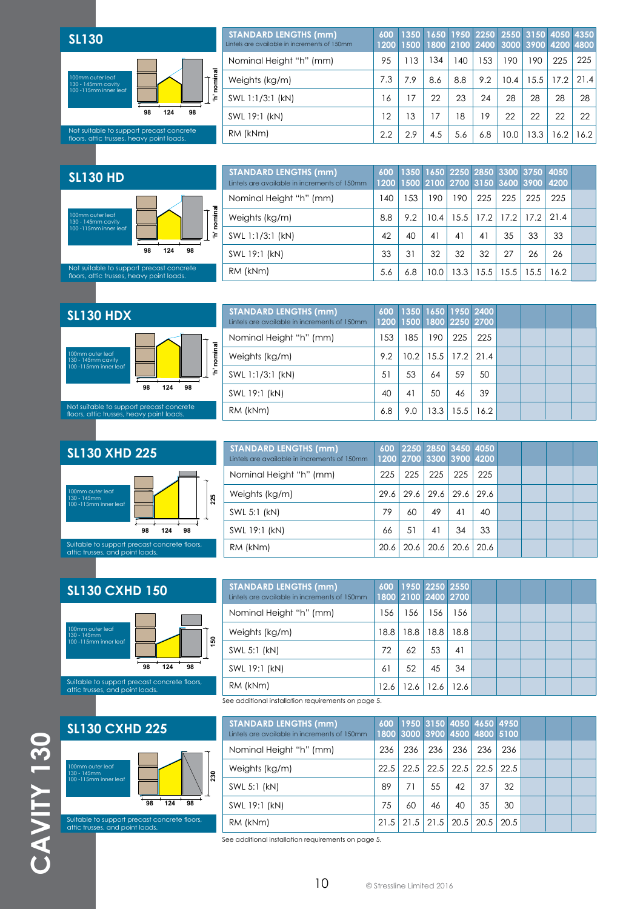## SL130

100mm outer leaf
130 - 145mm cavity
100 -115mm inner leaf

98 124 98 'h' nominal

Not suitable to support precast concrete floors, attic trusses, heavy point loads.

| STANDARD LENGTHS (mm) Lintels are available in increments of 150mm | 600 1200 | 1350 1500 | 1650 1800 | 1950 2100 | 2250 2400 | 2550 3000 | 3150 3900 | 4050 4200 | 4350 4800 |
|---|---|---|---|---|---|---|---|---|---|
| Nominal Height "h" (mm) | 95 | 113 | 134 | 140 | 153 | 190 | 190 | 225 | 225 |
| Weights (kg/m) | 7.3 | 7.9 | 8.6 | 8.8 | 9.2 | 10.4 | 15.5 | 17.2 | 21.4 |
| SWL 1:1/3:1 (kN) | 16 | 17 | 22 | 23 | 24 | 28 | 28 | 28 | 28 |
| SWL 19:1 (kN) | 12 | 13 | 17 | 18 | 19 | 22 | 22 | 22 | 22 |
| RM (kNm) | 2.2 | 2.9 | 4.5 | 5.6 | 6.8 | 10.0 | 13.3 | 16.2 | 16.2 |

## SL130 HD

100mm outer leaf
130 - 145mm cavity
100 -115mm inner leaf

98 124 98 'h' nominal

Not suitable to support precast concrete floors, attic trusses, heavy point loads.

| STANDARD LENGTHS (mm) Lintels are available in increments of 150mm | 600 1200 | 1350 1500 | 1650 2100 | 2250 2700 | 2850 3150 | 3300 3600 | 3750 3900 | 4050 4200 |
|---|---|---|---|---|---|---|---|---|
| Nominal Height "h" (mm) | 140 | 153 | 190 | 190 | 225 | 225 | 225 | 225 |
| Weights (kg/m) | 8.8 | 9.2 | 10.4 | 15.5 | 17.2 | 17.2 | 17.2 | 21.4 |
| SWL 1:1/3:1 (kN) | 42 | 40 | 41 | 41 | 41 | 35 | 33 | 33 |
| SWL 19:1 (kN) | 33 | 31 | 32 | 32 | 32 | 27 | 26 | 26 |
| RM (kNm) | 5.6 | 6.8 | 10.0 | 13.3 | 15.5 | 15.5 | 15.5 | 16.2 |

## SL130 HDX

100mm outer leaf
130 - 145mm cavity
100 -115mm inner leaf

98 124 98 'h' nominal

Not suitable to support precast concrete floors, attic trusses, heavy point loads.

| STANDARD LENGTHS (mm) Lintels are available in increments of 150mm | 600 1200 | 1350 1500 | 1650 1800 | 1950 2250 | 2400 2700 |
|---|---|---|---|---|---|
| Nominal Height "h" (mm) | 153 | 185 | 190 | 225 | 225 |
| Weights (kg/m) | 9.2 | 10.2 | 15.5 | 17.2 | 21.4 |
| SWL 1:1/3:1 (kN) | 51 | 53 | 64 | 59 | 50 |
| SWL 19:1 (kN) | 40 | 41 | 50 | 46 | 39 |
| RM (kNm) | 6.8 | 9.0 | 13.3 | 15.5 | 16.2 |

## SL130 XHD 225

100mm outer leaf
130 - 145mm
100 -115mm inner leaf

98 124 98 225

Suitable to support precast concrete floors, attic trusses, and point loads.

| STANDARD LENGTHS (mm) Lintels are available in increments of 150mm | 600 1200 | 2250 2700 | 2850 3300 | 3450 3900 | 4050 4200 |
|---|---|---|---|---|---|
| Nominal Height "h" (mm) | 225 | 225 | 225 | 225 | 225 |
| Weights (kg/m) | 29.6 | 29.6 | 29.6 | 29.6 | 29.6 |
| SWL 5:1 (kN) | 79 | 60 | 49 | 41 | 40 |
| SWL 19:1 (kN) | 66 | 51 | 41 | 34 | 33 |
| RM (kNm) | 20.6 | 20.6 | 20.6 | 20.6 | 20.6 |

## SL130 CXHD 150

100mm outer leaf
130 - 145mm
100 -115mm inner leaf

98 124 98 150

Suitable to support precast concrete floors, attic trusses, and point loads.

| STANDARD LENGTHS (mm) Lintels are available in increments of 150mm | 600 1800 | 1950 2100 | 2250 2400 | 2550 2700 |
|---|---|---|---|---|
| Nominal Height "h" (mm) | 156 | 156 | 156 | 156 |
| Weights (kg/m) | 18.8 | 18.8 | 18.8 | 18.8 |
| SWL 5:1 (kN) | 72 | 62 | 53 | 41 |
| SWL 19:1 (kN) | 61 | 52 | 45 | 34 |
| RM (kNm) | 12.6 | 12.6 | 12.6 | 12.6 |

See additional installation requirements on page 5.

## SL130 CXHD 225

100mm outer leaf
130 - 145mm
100 -115mm inner leaf

98 124 98 230

Suitable to support precast concrete floors, attic trusses, and point loads.

| STANDARD LENGTHS (mm) Lintels are available in increments of 150mm | 600 1800 | 1950 3000 | 3150 3900 | 4050 4500 | 4650 4800 | 4950 5100 |
|---|---|---|---|---|---|---|
| Nominal Height "h" (mm) | 236 | 236 | 236 | 236 | 236 | 236 |
| Weights (kg/m) | 22.5 | 22.5 | 22.5 | 22.5 | 22.5 | 22.5 |
| SWL 5:1 (kN) | 89 | 71 | 55 | 42 | 37 | 32 |
| SWL 19:1 (kN) | 75 | 60 | 46 | 40 | 35 | 30 |
| RM (kNm) | 21.5 | 21.5 | 21.5 | 20.5 | 20.5 | 20.5 |

See additional installation requirements on page 5.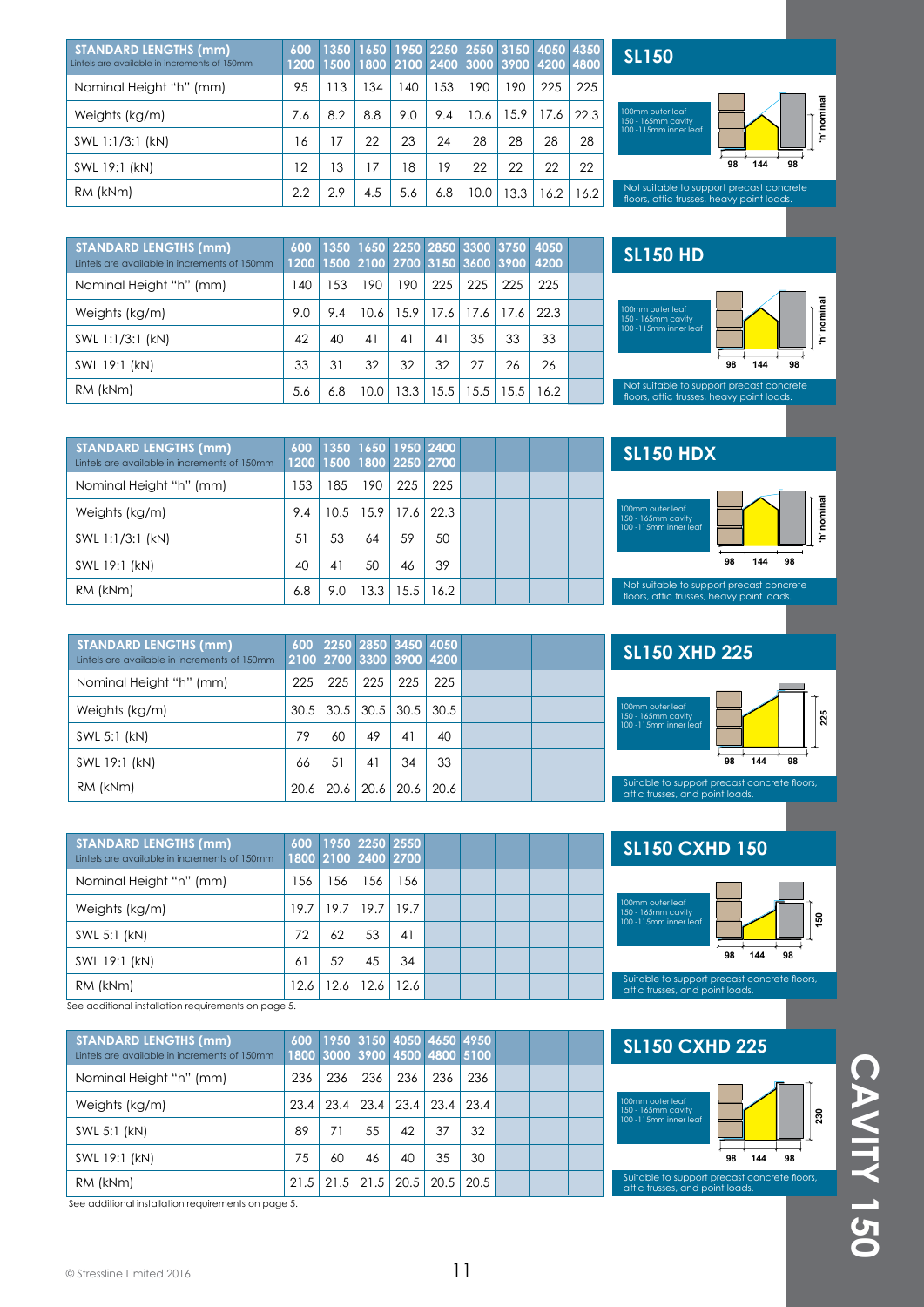| STANDARD LENGTHS (mm) Lintels are available in increments of 150mm | 600 1200 | 1350 1500 | 1650 1800 | 1950 2100 | 2250 2400 | 2550 3000 | 3150 3900 | 4050 4200 | 4350 4800 |
|---|---|---|---|---|---|---|---|---|---|
| Nominal Height "h" (mm) | 95 | 113 | 134 | 140 | 153 | 190 | 190 | 225 | 225 |
| Weights (kg/m) | 7.6 | 8.2 | 8.8 | 9.0 | 9.4 | 10.6 | 15.9 | 17.6 | 22.3 |
| SWL 1:1/3:1 (kN) | 16 | 17 | 22 | 23 | 24 | 28 | 28 | 28 | 28 |
| SWL 19:1 (kN) | 12 | 13 | 17 | 18 | 19 | 22 | 22 | 22 | 22 |
| RM (kNm) | 2.2 | 2.9 | 4.5 | 5.6 | 6.8 | 10.0 | 13.3 | 16.2 | 16.2 |

## SL150

100mm outer leaf
150 - 165mm cavity
100 -115mm inner leaf

98 144 98
'h' nominal

Not suitable to support precast concrete floors, attic trusses, heavy point loads.

| STANDARD LENGTHS (mm) Lintels are available in increments of 150mm | 600 1200 | 1350 1500 | 1650 2100 | 2250 2700 | 2850 3150 | 3300 3600 | 3750 3900 | 4050 4200 |
|---|---|---|---|---|---|---|---|---|
| Nominal Height "h" (mm) | 140 | 153 | 190 | 190 | 225 | 225 | 225 | 225 |
| Weights (kg/m) | 9.0 | 9.4 | 10.6 | 15.9 | 17.6 | 17.6 | 17.6 | 22.3 |
| SWL 1:1/3:1 (kN) | 42 | 40 | 41 | 41 | 41 | 35 | 33 | 33 |
| SWL 19:1 (kN) | 33 | 31 | 32 | 32 | 32 | 27 | 26 | 26 |
| RM (kNm) | 5.6 | 6.8 | 10.0 | 13.3 | 15.5 | 15.5 | 15.5 | 16.2 |

## SL150 HD

100mm outer leaf
150 - 165mm cavity
100 -115mm inner leaf

98 144 98
'h' nominal

Not suitable to support precast concrete floors, attic trusses, heavy point loads.

| STANDARD LENGTHS (mm) Lintels are available in increments of 150mm | 600 1200 | 1350 1500 | 1650 1800 | 1950 2250 | 2400 2700 |
|---|---|---|---|---|---|
| Nominal Height "h" (mm) | 153 | 185 | 190 | 225 | 225 |
| Weights (kg/m) | 9.4 | 10.5 | 15.9 | 17.6 | 22.3 |
| SWL 1:1/3:1 (kN) | 51 | 53 | 64 | 59 | 50 |
| SWL 19:1 (kN) | 40 | 41 | 50 | 46 | 39 |
| RM (kNm) | 6.8 | 9.0 | 13.3 | 15.5 | 16.2 |

## SL150 HDX

100mm outer leaf
150 - 165mm cavity
100 -115mm inner leaf

98 144 98
'h' nominal

Not suitable to support precast concrete floors, attic trusses, heavy point loads.

| STANDARD LENGTHS (mm) Lintels are available in increments of 150mm | 600 2100 | 2250 2700 | 2850 3300 | 3450 3900 | 4050 4200 |
|---|---|---|---|---|---|
| Nominal Height "h" (mm) | 225 | 225 | 225 | 225 | 225 |
| Weights (kg/m) | 30.5 | 30.5 | 30.5 | 30.5 | 30.5 |
| SWL 5:1 (kN) | 79 | 60 | 49 | 41 | 40 |
| SWL 19:1 (kN) | 66 | 51 | 41 | 34 | 33 |
| RM (kNm) | 20.6 | 20.6 | 20.6 | 20.6 | 20.6 |

## SL150 XHD 225

100mm outer leaf
150 - 165mm cavity
100 -115mm inner leaf

98 144 98
225

Suitable to support precast concrete floors, attic trusses, and point loads.

| STANDARD LENGTHS (mm) Lintels are available in increments of 150mm | 600 1800 | 1950 2100 | 2250 2400 | 2550 2700 |
|---|---|---|---|---|
| Nominal Height "h" (mm) | 156 | 156 | 156 | 156 |
| Weights (kg/m) | 19.7 | 19.7 | 19.7 | 19.7 |
| SWL 5:1 (kN) | 72 | 62 | 53 | 41 |
| SWL 19:1 (kN) | 61 | 52 | 45 | 34 |
| RM (kNm) | 12.6 | 12.6 | 12.6 | 12.6 |

See additional installation requirements on page 5.

## SL150 CXHD 150

100mm outer leaf
150 - 165mm cavity
100 -115mm inner leaf

98 144 98
150

Suitable to support precast concrete floors, attic trusses, and point loads.

| STANDARD LENGTHS (mm) Lintels are available in increments of 150mm | 600 1800 | 1950 3000 | 3150 3900 | 4050 4500 | 4650 4800 | 4950 5100 |
|---|---|---|---|---|---|---|
| Nominal Height "h" (mm) | 236 | 236 | 236 | 236 | 236 | 236 |
| Weights (kg/m) | 23.4 | 23.4 | 23.4 | 23.4 | 23.4 | 23.4 |
| SWL 5:1 (kN) | 89 | 71 | 55 | 42 | 37 | 32 |
| SWL 19:1 (kN) | 75 | 60 | 46 | 40 | 35 | 30 |
| RM (kNm) | 21.5 | 21.5 | 21.5 | 20.5 | 20.5 | 20.5 |

See additional installation requirements on page 5.

## SL150 CXHD 225

100mm outer leaf
150 - 165mm cavity
100 -115mm inner leaf

98 144 98
230

Suitable to support precast concrete floors, attic trusses, and point loads.

CAVITY 150

© Stressline Limited 2016